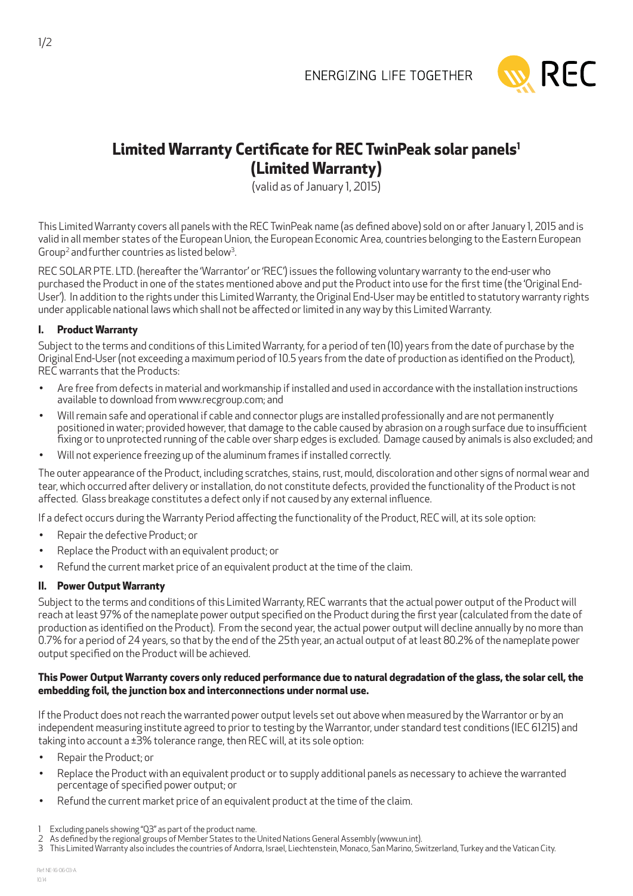ENERGIZING LIFE TOGETHER

REC

# Limited Warranty Certificate for REC TwinPeak solar panels[1] (Limited Warranty)

(valid as of January 1, 2015)

This Limited Warranty covers all panels with the REC TwinPeak name (as defined above) sold on or after January 1, 2015 and is valid in all member states of the European Union, the European Economic Area, countries belonging to the Eastern European Group[2] and further countries as listed below[3].

REC SOLAR PTE. LTD. (hereafter the 'Warrantor' or 'REC') issues the following voluntary warranty to the end-user who purchased the Product in one of the states mentioned above and put the Product into use for the first time (the 'Original End-User'). In addition to the rights under this Limited Warranty, the Original End-User may be entitled to statutory warranty rights under applicable national laws which shall not be affected or limited in any way by this Limited Warranty.

## I. Product Warranty

Subject to the terms and conditions of this Limited Warranty, for a period of ten (10) years from the date of purchase by the Original End-User (not exceeding a maximum period of 10.5 years from the date of production as identified on the Product), REC warrants that the Products:

- Are free from defects in material and workmanship if installed and used in accordance with the installation instructions available to download from www.recgroup.com; and
- Will remain safe and operational if cable and connector plugs are installed professionally and are not permanently positioned in water; provided however, that damage to the cable caused by abrasion on a rough surface due to insufficient fixing or to unprotected running of the cable over sharp edges is excluded. Damage caused by animals is also excluded; and
- Will not experience freezing up of the aluminum frames if installed correctly.

The outer appearance of the Product, including scratches, stains, rust, mould, discoloration and other signs of normal wear and tear, which occurred after delivery or installation, do not constitute defects, provided the functionality of the Product is not affected. Glass breakage constitutes a defect only if not caused by any external influence.

If a defect occurs during the Warranty Period affecting the functionality of the Product, REC will, at its sole option:

- Repair the defective Product; or
- Replace the Product with an equivalent product; or
- Refund the current market price of an equivalent product at the time of the claim.

## II. Power Output Warranty

Subject to the terms and conditions of this Limited Warranty, REC warrants that the actual power output of the Product will reach at least 97% of the nameplate power output specified on the Product during the first year (calculated from the date of production as identified on the Product). From the second year, the actual power output will decline annually by no more than 0.7% for a period of 24 years, so that by the end of the 25th year, an actual output of at least 80.2% of the nameplate power output specified on the Product will be achieved.

**This Power Output Warranty covers only reduced performance due to natural degradation of the glass, the solar cell, the embedding foil, the junction box and interconnections under normal use.**

If the Product does not reach the warranted power output levels set out above when measured by the Warrantor or by an independent measuring institute agreed to prior to testing by the Warrantor, under standard test conditions (IEC 61215) and taking into account a ±3% tolerance range, then REC will, at its sole option:

- Repair the Product; or
- Replace the Product with an equivalent product or to supply additional panels as necessary to achieve the warranted percentage of specified power output; or
- Refund the current market price of an equivalent product at the time of the claim.

1 Excluding panels showing "Q3" as part of the product name.
2 As defined by the regional groups of Member States to the United Nations General Assembly (www.un.int).
3 This Limited Warranty also includes the countries of Andorra, Israel, Liechtenstein, Monaco, San Marino, Switzerland, Turkey and the Vatican City.

Ref: NE-16-06-03-A
10.14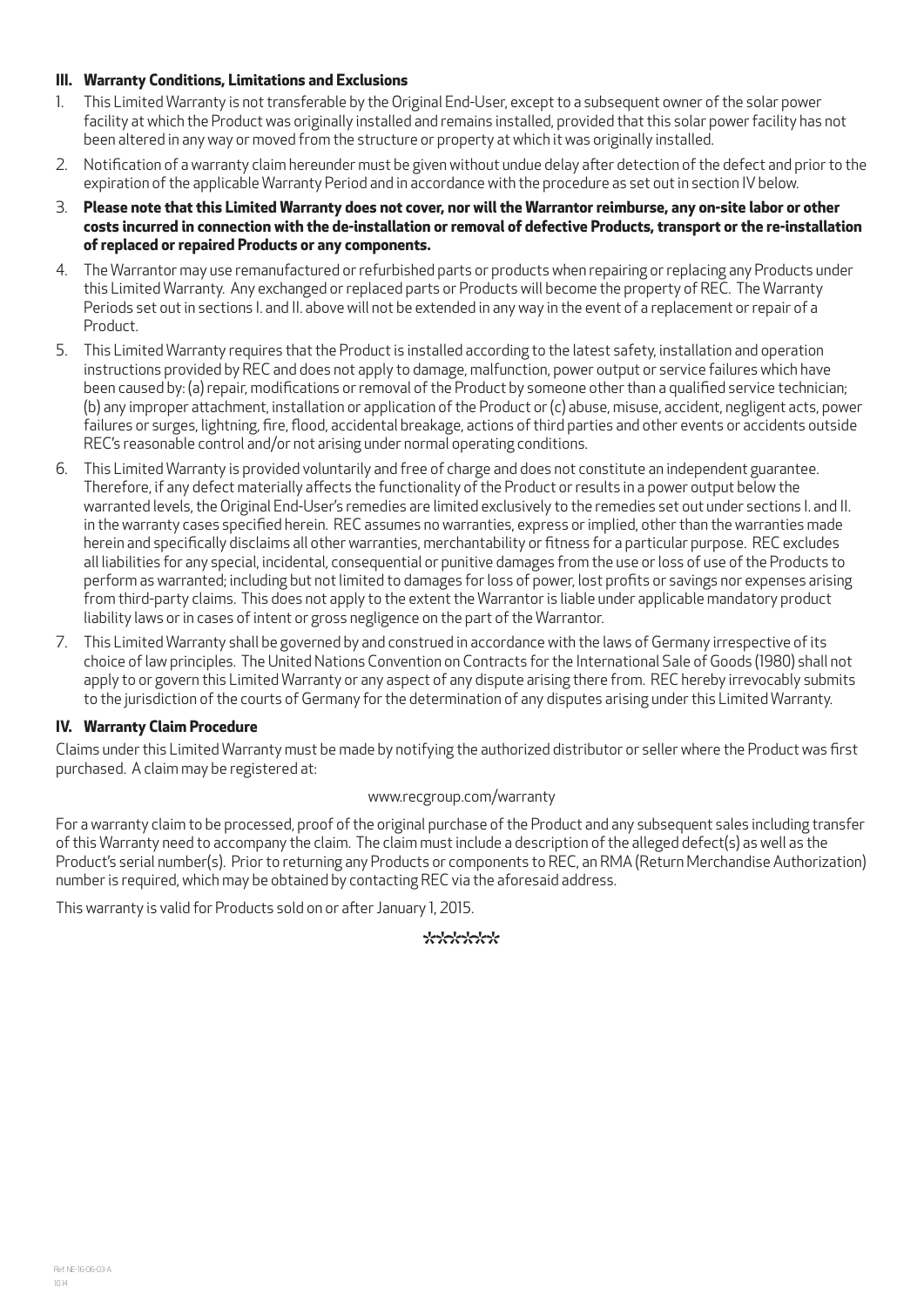## III. Warranty Conditions, Limitations and Exclusions

1. This Limited Warranty is not transferable by the Original End-User, except to a subsequent owner of the solar power facility at which the Product was originally installed and remains installed, provided that this solar power facility has not been altered in any way or moved from the structure or property at which it was originally installed.
2. Notification of a warranty claim hereunder must be given without undue delay after detection of the defect and prior to the expiration of the applicable Warranty Period and in accordance with the procedure as set out in section IV below.
3. **Please note that this Limited Warranty does not cover, nor will the Warrantor reimburse, any on-site labor or other costs incurred in connection with the de-installation or removal of defective Products, transport or the re-installation of replaced or repaired Products or any components.**
4. The Warrantor may use remanufactured or refurbished parts or products when repairing or replacing any Products under this Limited Warranty. Any exchanged or replaced parts or Products will become the property of REC. The Warranty Periods set out in sections I. and II. above will not be extended in any way in the event of a replacement or repair of a Product.
5. This Limited Warranty requires that the Product is installed according to the latest safety, installation and operation instructions provided by REC and does not apply to damage, malfunction, power output or service failures which have been caused by: (a) repair, modifications or removal of the Product by someone other than a qualified service technician; (b) any improper attachment, installation or application of the Product or (c) abuse, misuse, accident, negligent acts, power failures or surges, lightning, fire, flood, accidental breakage, actions of third parties and other events or accidents outside REC's reasonable control and/or not arising under normal operating conditions.
6. This Limited Warranty is provided voluntarily and free of charge and does not constitute an independent guarantee. Therefore, if any defect materially affects the functionality of the Product or results in a power output below the warranted levels, the Original End-User's remedies are limited exclusively to the remedies set out under sections I. and II. in the warranty cases specified herein. REC assumes no warranties, express or implied, other than the warranties made herein and specifically disclaims all other warranties, merchantability or fitness for a particular purpose. REC excludes all liabilities for any special, incidental, consequential or punitive damages from the use or loss of use of the Products to perform as warranted; including but not limited to damages for loss of power, lost profits or savings nor expenses arising from third-party claims. This does not apply to the extent the Warrantor is liable under applicable mandatory product liability laws or in cases of intent or gross negligence on the part of the Warrantor.
7. This Limited Warranty shall be governed by and construed in accordance with the laws of Germany irrespective of its choice of law principles. The United Nations Convention on Contracts for the International Sale of Goods (1980) shall not apply to or govern this Limited Warranty or any aspect of any dispute arising there from. REC hereby irrevocably submits to the jurisdiction of the courts of Germany for the determination of any disputes arising under this Limited Warranty.

## IV. Warranty Claim Procedure

Claims under this Limited Warranty must be made by notifying the authorized distributor or seller where the Product was first purchased. A claim may be registered at:

www.recgroup.com/warranty

For a warranty claim to be processed, proof of the original purchase of the Product and any subsequent sales including transfer of this Warranty need to accompany the claim. The claim must include a description of the alleged defect(s) as well as the Product's serial number(s). Prior to returning any Products or components to REC, an RMA (Return Merchandise Authorization) number is required, which may be obtained by contacting REC via the aforesaid address.

This warranty is valid for Products sold on or after January 1, 2015.

******

Ref: NE-16-06-03-A
10.14